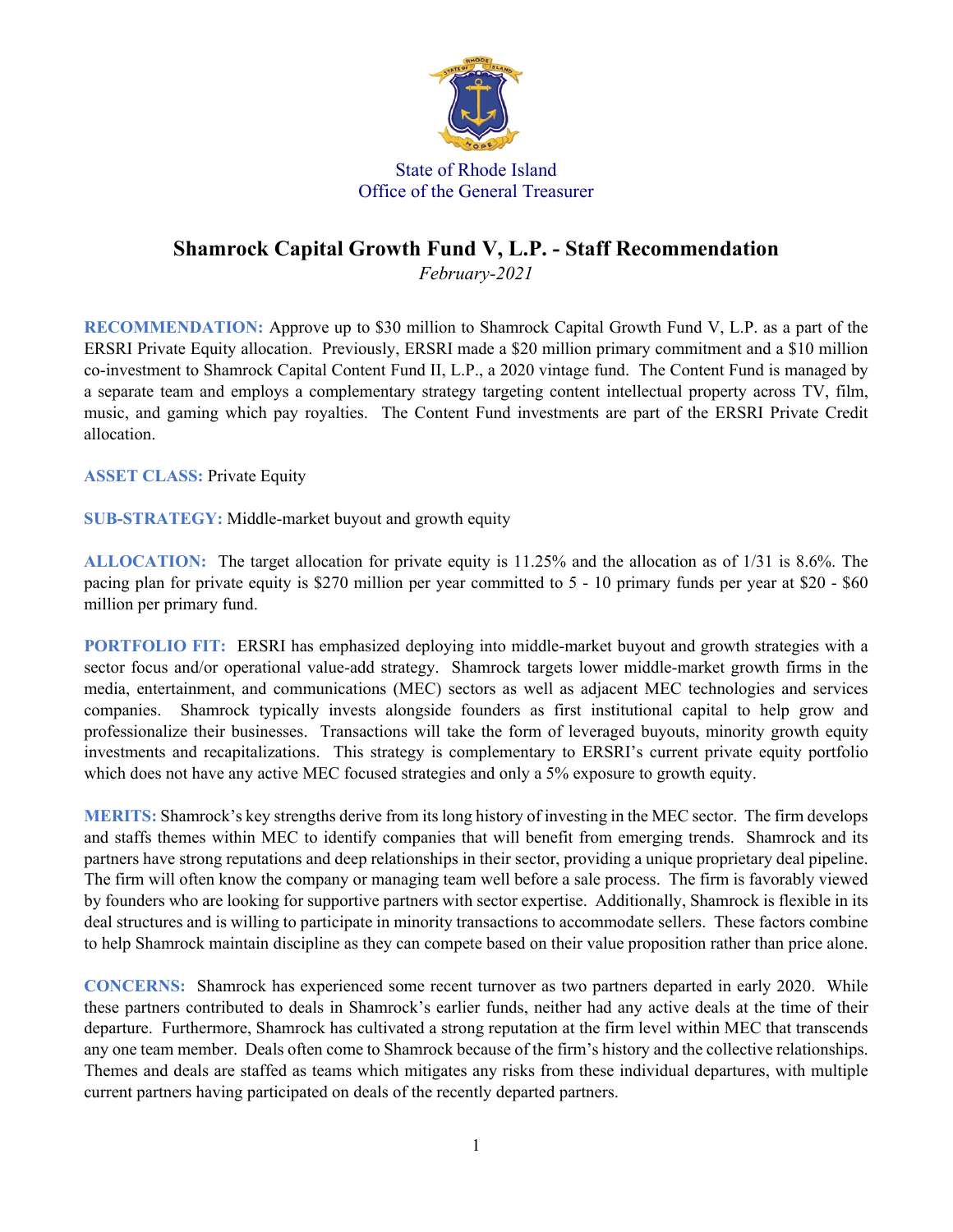State of Rhode Island
Office of the General Treasurer

# Shamrock Capital Growth Fund V, L.P. - Staff Recommendation

*February-2021*

**RECOMMENDATION:** Approve up to $30 million to Shamrock Capital Growth Fund V, L.P. as a part of the ERSRI Private Equity allocation. Previously, ERSRI made a $20 million primary commitment and a $10 million co-investment to Shamrock Capital Content Fund II, L.P., a 2020 vintage fund. The Content Fund is managed by a separate team and employs a complementary strategy targeting content intellectual property across TV, film, music, and gaming which pay royalties. The Content Fund investments are part of the ERSRI Private Credit allocation.

**ASSET CLASS:** Private Equity

**SUB-STRATEGY:** Middle-market buyout and growth equity

**ALLOCATION:** The target allocation for private equity is 11.25% and the allocation as of 1/31 is 8.6%. The pacing plan for private equity is $270 million per year committed to 5 - 10 primary funds per year at $20 - $60 million per primary fund.

**PORTFOLIO FIT:** ERSRI has emphasized deploying into middle-market buyout and growth strategies with a sector focus and/or operational value-add strategy. Shamrock targets lower middle-market growth firms in the media, entertainment, and communications (MEC) sectors as well as adjacent MEC technologies and services companies. Shamrock typically invests alongside founders as first institutional capital to help grow and professionalize their businesses. Transactions will take the form of leveraged buyouts, minority growth equity investments and recapitalizations. This strategy is complementary to ERSRI's current private equity portfolio which does not have any active MEC focused strategies and only a 5% exposure to growth equity.

**MERITS:** Shamrock's key strengths derive from its long history of investing in the MEC sector. The firm develops and staffs themes within MEC to identify companies that will benefit from emerging trends. Shamrock and its partners have strong reputations and deep relationships in their sector, providing a unique proprietary deal pipeline. The firm will often know the company or managing team well before a sale process. The firm is favorably viewed by founders who are looking for supportive partners with sector expertise. Additionally, Shamrock is flexible in its deal structures and is willing to participate in minority transactions to accommodate sellers. These factors combine to help Shamrock maintain discipline as they can compete based on their value proposition rather than price alone.

**CONCERNS:** Shamrock has experienced some recent turnover as two partners departed in early 2020. While these partners contributed to deals in Shamrock's earlier funds, neither had any active deals at the time of their departure. Furthermore, Shamrock has cultivated a strong reputation at the firm level within MEC that transcends any one team member. Deals often come to Shamrock because of the firm's history and the collective relationships. Themes and deals are staffed as teams which mitigates any risks from these individual departures, with multiple current partners having participated on deals of the recently departed partners.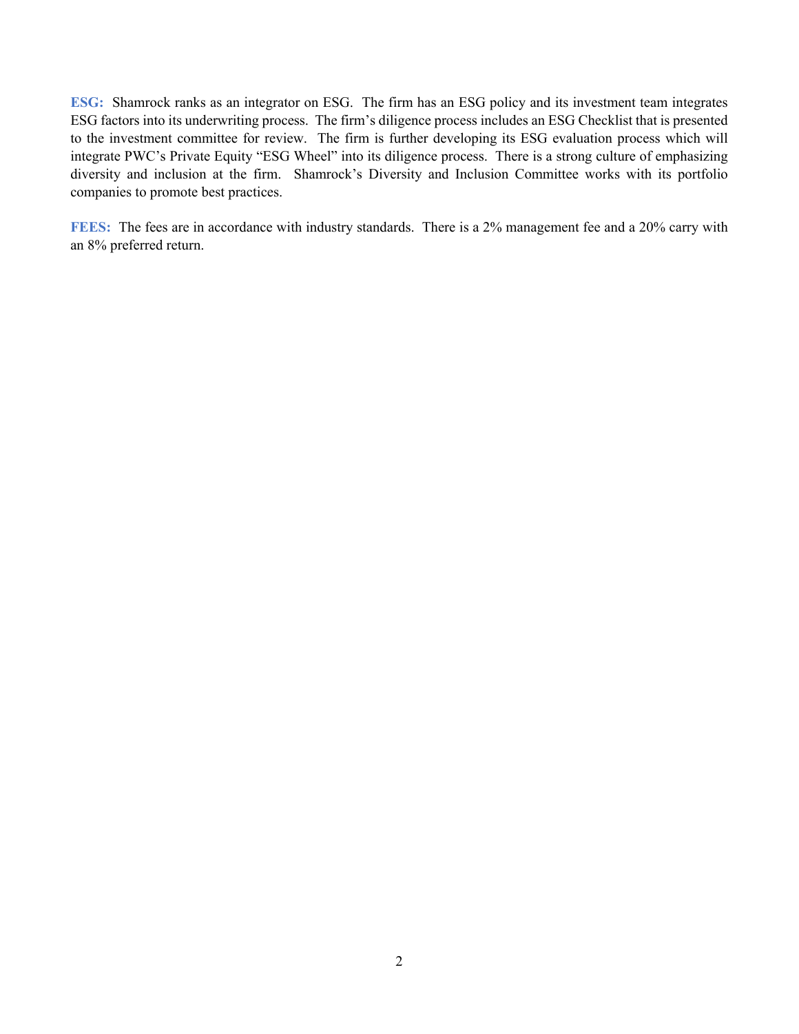**ESG:** Shamrock ranks as an integrator on ESG. The firm has an ESG policy and its investment team integrates ESG factors into its underwriting process. The firm's diligence process includes an ESG Checklist that is presented to the investment committee for review. The firm is further developing its ESG evaluation process which will integrate PWC's Private Equity "ESG Wheel" into its diligence process. There is a strong culture of emphasizing diversity and inclusion at the firm. Shamrock's Diversity and Inclusion Committee works with its portfolio companies to promote best practices.

**FEES:** The fees are in accordance with industry standards. There is a 2% management fee and a 20% carry with an 8% preferred return.